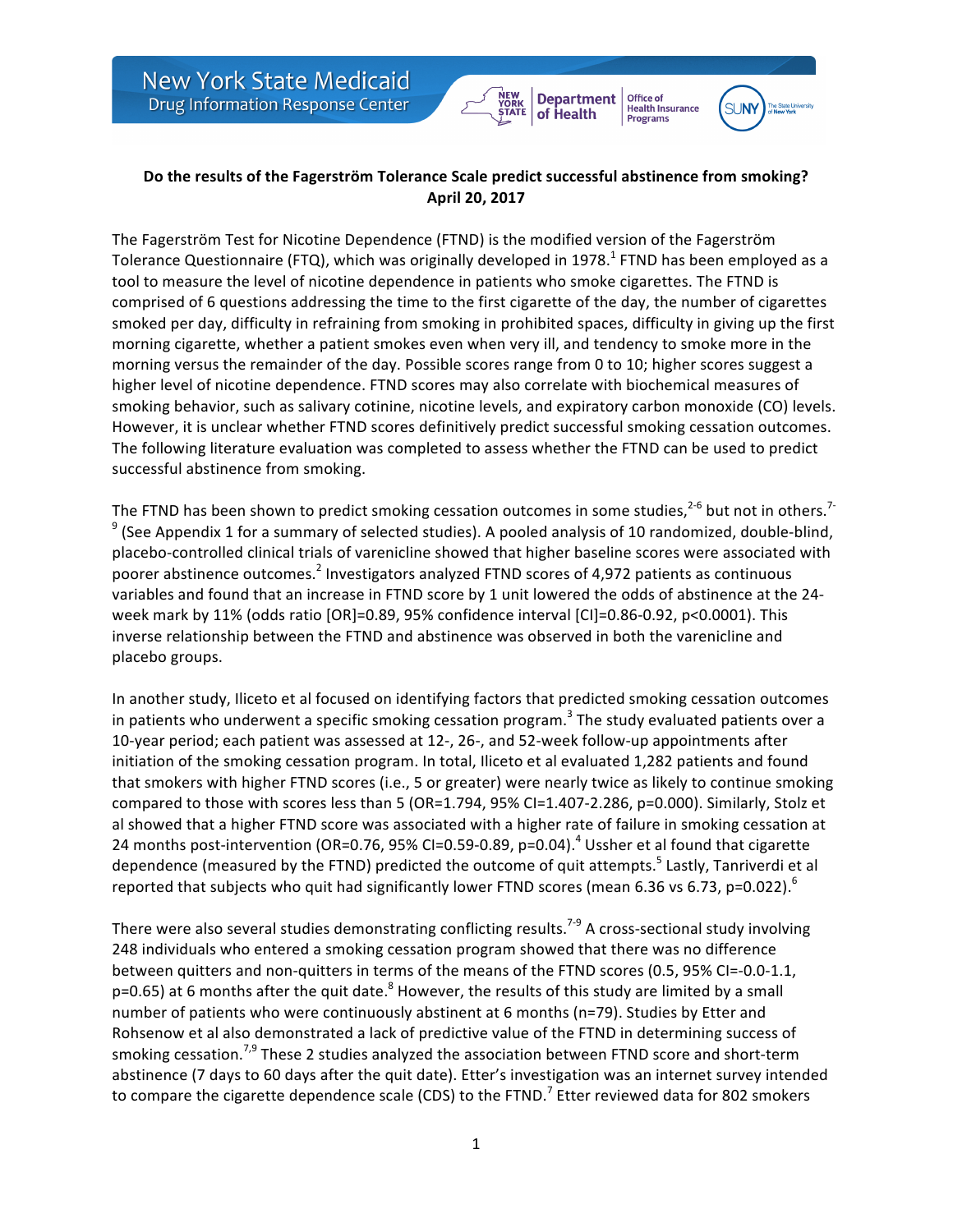**Do the results of the Fagerström Tolerance Scale predict successful abstinence from smoking?**
**April 20, 2017**

The Fagerström Test for Nicotine Dependence (FTND) is the modified version of the Fagerström Tolerance Questionnaire (FTQ), which was originally developed in 1978.[1] FTND has been employed as a tool to measure the level of nicotine dependence in patients who smoke cigarettes. The FTND is comprised of 6 questions addressing the time to the first cigarette of the day, the number of cigarettes smoked per day, difficulty in refraining from smoking in prohibited spaces, difficulty in giving up the first morning cigarette, whether a patient smokes even when very ill, and tendency to smoke more in the morning versus the remainder of the day. Possible scores range from 0 to 10; higher scores suggest a higher level of nicotine dependence. FTND scores may also correlate with biochemical measures of smoking behavior, such as salivary cotinine, nicotine levels, and expiratory carbon monoxide (CO) levels. However, it is unclear whether FTND scores definitively predict successful smoking cessation outcomes. The following literature evaluation was completed to assess whether the FTND can be used to predict successful abstinence from smoking.

The FTND has been shown to predict smoking cessation outcomes in some studies,[2-6] but not in others.[7-9] (See Appendix 1 for a summary of selected studies). A pooled analysis of 10 randomized, double-blind, placebo-controlled clinical trials of varenicline showed that higher baseline scores were associated with poorer abstinence outcomes.[2] Investigators analyzed FTND scores of 4,972 patients as continuous variables and found that an increase in FTND score by 1 unit lowered the odds of abstinence at the 24-week mark by 11% (odds ratio [OR]=0.89, 95% confidence interval [CI]=0.86-0.92, $p<0.0001$). This inverse relationship between the FTND and abstinence was observed in both the varenicline and placebo groups.

In another study, Iliceto et al focused on identifying factors that predicted smoking cessation outcomes in patients who underwent a specific smoking cessation program.[3] The study evaluated patients over a 10-year period; each patient was assessed at 12-, 26-, and 52-week follow-up appointments after initiation of the smoking cessation program. In total, Iliceto et al evaluated 1,282 patients and found that smokers with higher FTND scores (i.e., 5 or greater) were nearly twice as likely to continue smoking compared to those with scores less than 5 (OR=1.794, 95% CI=1.407-2.286, $p=0.000$). Similarly, Stolz et al showed that a higher FTND score was associated with a higher rate of failure in smoking cessation at 24 months post-intervention (OR=0.76, 95% CI=0.59-0.89, $p=0.04$).[4] Ussher et al found that cigarette dependence (measured by the FTND) predicted the outcome of quit attempts.[5] Lastly, Tanriverdi et al reported that subjects who quit had significantly lower FTND scores (mean 6.36 vs 6.73, $p=0.022$).[6]

There were also several studies demonstrating conflicting results.[7-9] A cross-sectional study involving 248 individuals who entered a smoking cessation program showed that there was no difference between quitters and non-quitters in terms of the means of the FTND scores (0.5, 95% CI=-0.0-1.1, $p=0.65$) at 6 months after the quit date.[8] However, the results of this study are limited by a small number of patients who were continuously abstinent at 6 months (n=79). Studies by Etter and Rohsenow et al also demonstrated a lack of predictive value of the FTND in determining success of smoking cessation.[7,9] These 2 studies analyzed the association between FTND score and short-term abstinence (7 days to 60 days after the quit date). Etter's investigation was an internet survey intended to compare the cigarette dependence scale (CDS) to the FTND.[7] Etter reviewed data for 802 smokers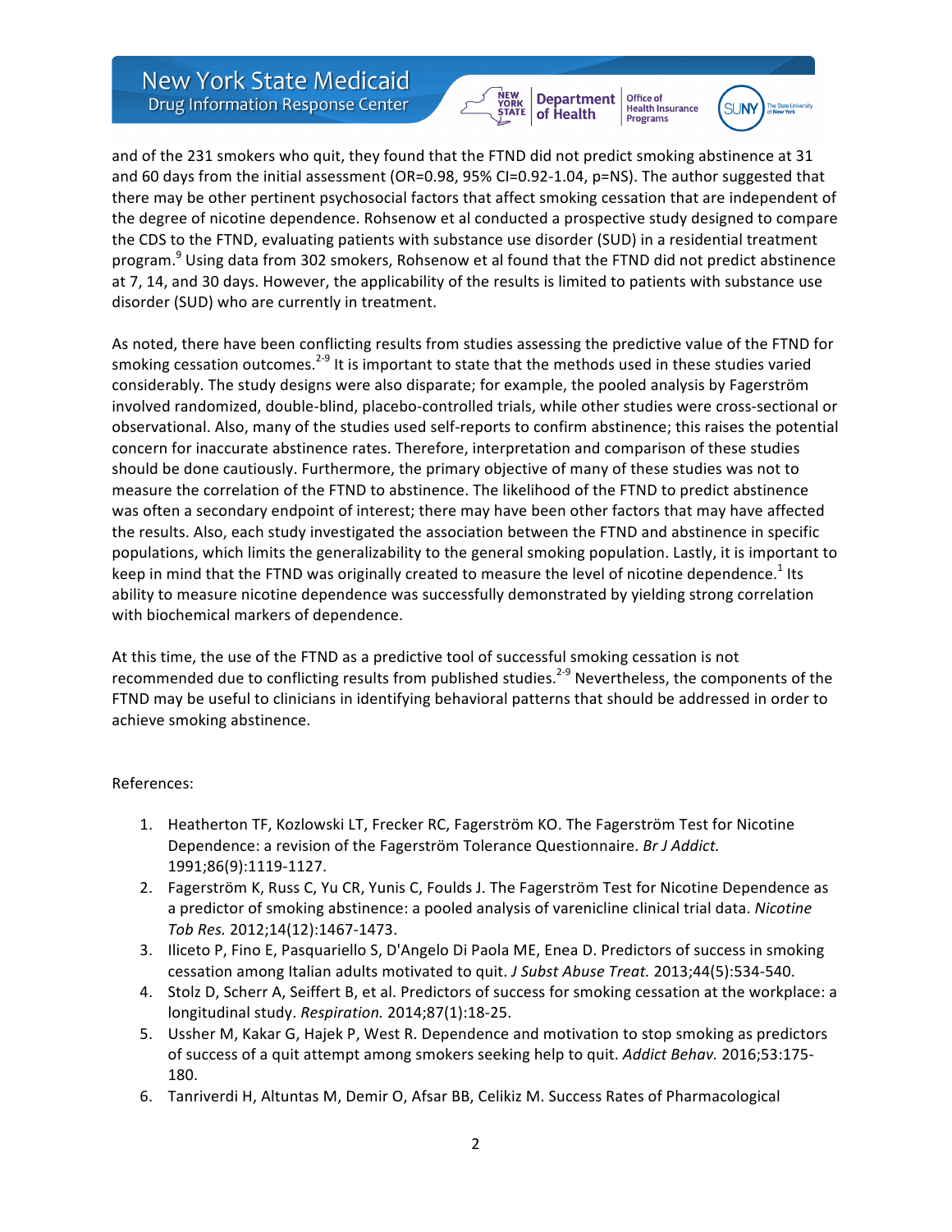and of the 231 smokers who quit, they found that the FTND did not predict smoking abstinence at 31 and 60 days from the initial assessment (OR=0.98, 95% CI=0.92-1.04, p=NS). The author suggested that there may be other pertinent psychosocial factors that affect smoking cessation that are independent of the degree of nicotine dependence. Rohsenow et al conducted a prospective study designed to compare the CDS to the FTND, evaluating patients with substance use disorder (SUD) in a residential treatment program.[9] Using data from 302 smokers, Rohsenow et al found that the FTND did not predict abstinence at 7, 14, and 30 days. However, the applicability of the results is limited to patients with substance use disorder (SUD) who are currently in treatment.

As noted, there have been conflicting results from studies assessing the predictive value of the FTND for smoking cessation outcomes.[2-9] It is important to state that the methods used in these studies varied considerably. The study designs were also disparate; for example, the pooled analysis by Fagerström involved randomized, double-blind, placebo-controlled trials, while other studies were cross-sectional or observational. Also, many of the studies used self-reports to confirm abstinence; this raises the potential concern for inaccurate abstinence rates. Therefore, interpretation and comparison of these studies should be done cautiously. Furthermore, the primary objective of many of these studies was not to measure the correlation of the FTND to abstinence. The likelihood of the FTND to predict abstinence was often a secondary endpoint of interest; there may have been other factors that may have affected the results. Also, each study investigated the association between the FTND and abstinence in specific populations, which limits the generalizability to the general smoking population. Lastly, it is important to keep in mind that the FTND was originally created to measure the level of nicotine dependence.[1] Its ability to measure nicotine dependence was successfully demonstrated by yielding strong correlation with biochemical markers of dependence.

At this time, the use of the FTND as a predictive tool of successful smoking cessation is not recommended due to conflicting results from published studies.[2-9] Nevertheless, the components of the FTND may be useful to clinicians in identifying behavioral patterns that should be addressed in order to achieve smoking abstinence.

References:

1. Heatherton TF, Kozlowski LT, Frecker RC, Fagerström KO. The Fagerström Test for Nicotine Dependence: a revision of the Fagerström Tolerance Questionnaire. *Br J Addict.* 1991;86(9):1119-1127.
2. Fagerström K, Russ C, Yu CR, Yunis C, Foulds J. The Fagerström Test for Nicotine Dependence as a predictor of smoking abstinence: a pooled analysis of varenicline clinical trial data. *Nicotine Tob Res.* 2012;14(12):1467-1473.
3. Iliceto P, Fino E, Pasquariello S, D'Angelo Di Paola ME, Enea D. Predictors of success in smoking cessation among Italian adults motivated to quit. *J Subst Abuse Treat.* 2013;44(5):534-540.
4. Stolz D, Scherr A, Seiffert B, et al. Predictors of success for smoking cessation at the workplace: a longitudinal study. *Respiration.* 2014;87(1):18-25.
5. Ussher M, Kakar G, Hajek P, West R. Dependence and motivation to stop smoking as predictors of success of a quit attempt among smokers seeking help to quit. *Addict Behav.* 2016;53:175-180.
6. Tanriverdi H, Altuntas M, Demir O, Afsar BB, Celikiz M. Success Rates of Pharmacological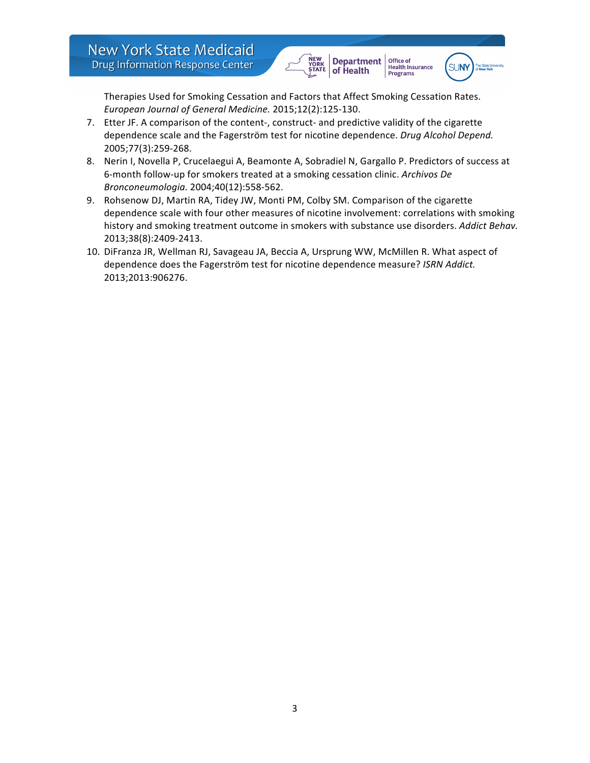Therapies Used for Smoking Cessation and Factors that Affect Smoking Cessation Rates. *European Journal of General Medicine.* 2015;12(2):125-130.

7. Etter JF. A comparison of the content-, construct- and predictive validity of the cigarette dependence scale and the Fagerström test for nicotine dependence. *Drug Alcohol Depend.* 2005;77(3):259-268.
8. Nerin I, Novella P, Crucelaegui A, Beamonte A, Sobradiel N, Gargallo P. Predictors of success at 6-month follow-up for smokers treated at a smoking cessation clinic. *Archivos De Bronconeumologia.* 2004;40(12):558-562.
9. Rohsenow DJ, Martin RA, Tidey JW, Monti PM, Colby SM. Comparison of the cigarette dependence scale with four other measures of nicotine involvement: correlations with smoking history and smoking treatment outcome in smokers with substance use disorders. *Addict Behav.* 2013;38(8):2409-2413.
10. DiFranza JR, Wellman RJ, Savageau JA, Beccia A, Ursprung WW, McMillen R. What aspect of dependence does the Fagerström test for nicotine dependence measure? *ISRN Addict.* 2013;2013:906276.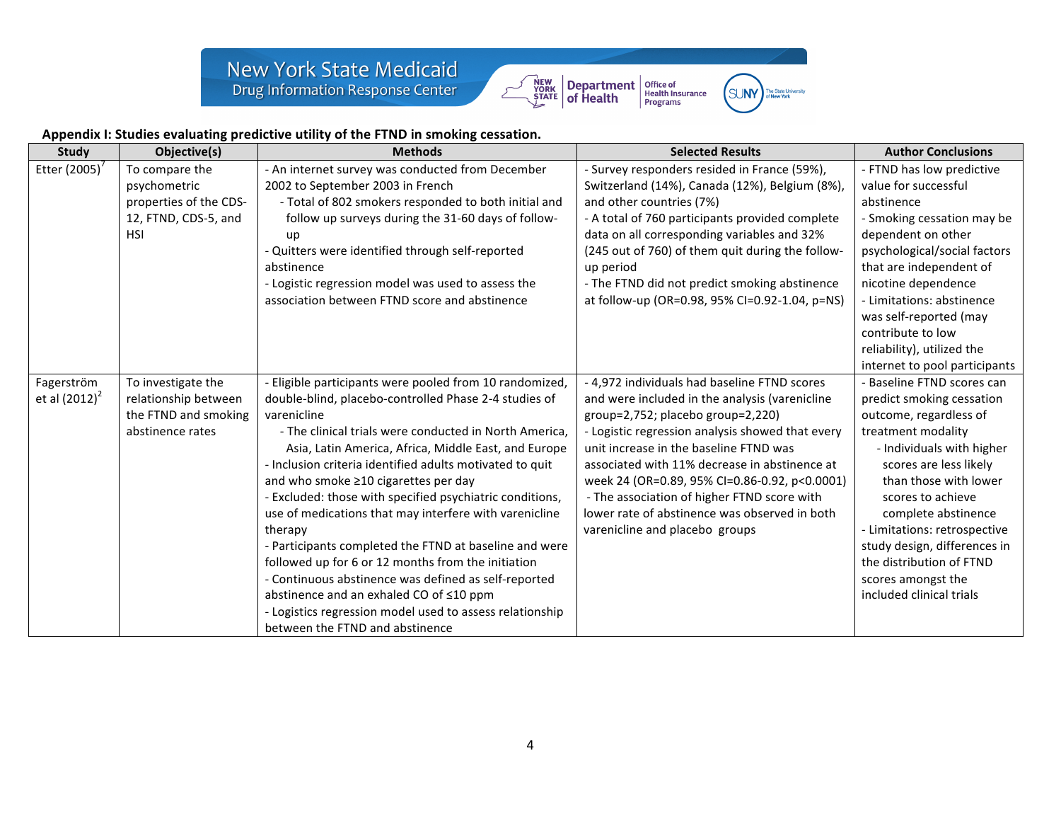**Appendix I: Studies evaluating predictive utility of the FTND in smoking cessation.**

| Study | Objective(s) | Methods | Selected Results | Author Conclusions |
|---|---|---|---|---|
| Etter (2005)[7] | To compare the psychometric properties of the CDS-12, FTND, CDS-5, and HSI | - An internet survey was conducted from December 2002 to September 2003 in French<br>- Total of 802 smokers responded to both initial and follow up surveys during the 31-60 days of follow-up<br>- Quitters were identified through self-reported abstinence<br>- Logistic regression model was used to assess the association between FTND score and abstinence | - Survey responders resided in France (59%), Switzerland (14%), Canada (12%), Belgium (8%), and other countries (7%)<br>- A total of 760 participants provided complete data on all corresponding variables and 32% (245 out of 760) of them quit during the follow-up period<br>- The FTND did not predict smoking abstinence at follow-up (OR=0.98, 95% CI=0.92-1.04, p=NS) | - FTND has low predictive value for successful abstinence<br>- Smoking cessation may be dependent on other psychological/social factors that are independent of nicotine dependence<br>- Limitations: abstinence was self-reported (may contribute to low reliability), utilized the internet to pool participants |
| Fagerström et al (2012)[2] | To investigate the relationship between the FTND and smoking abstinence rates | - Eligible participants were pooled from 10 randomized, double-blind, placebo-controlled Phase 2-4 studies of varenicline<br>- The clinical trials were conducted in North America, Asia, Latin America, Africa, Middle East, and Europe<br>- Inclusion criteria identified adults motivated to quit and who smoke ≥10 cigarettes per day<br>- Excluded: those with specified psychiatric conditions, use of medications that may interfere with varenicline therapy<br>- Participants completed the FTND at baseline and were followed up for 6 or 12 months from the initiation<br>- Continuous abstinence was defined as self-reported abstinence and an exhaled CO of ≤10 ppm<br>- Logistics regression model used to assess relationship between the FTND and abstinence | - 4,972 individuals had baseline FTND scores and were included in the analysis (varenicline group=2,752; placebo group=2,220)<br>- Logistic regression analysis showed that every unit increase in the baseline FTND was associated with 11% decrease in abstinence at week 24 (OR=0.89, 95% CI=0.86-0.92, p<0.0001)<br>- The association of higher FTND score with lower rate of abstinence was observed in both varenicline and placebo groups | - Baseline FTND scores can predict smoking cessation outcome, regardless of treatment modality<br>- Individuals with higher scores are less likely than those with lower scores to achieve complete abstinence<br>- Limitations: retrospective study design, differences in the distribution of FTND scores amongst the included clinical trials |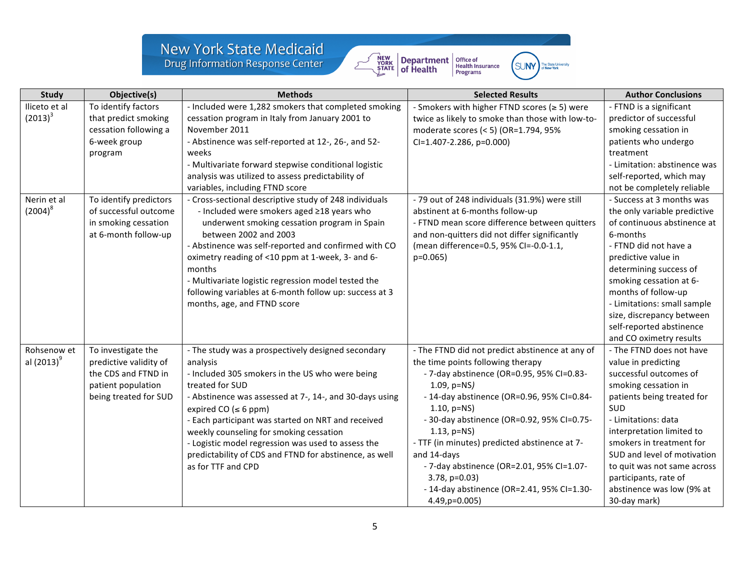| Study | Objective(s) | Methods | Selected Results | Author Conclusions |
|---|---|---|---|---|
| Iliceto et al (2013)[3] | To identify factors that predict smoking cessation following a 6-week group program | - Included were 1,282 smokers that completed smoking cessation program in Italy from January 2001 to November 2011<br>- Abstinence was self-reported at 12-, 26-, and 52-weeks<br>- Multivariate forward stepwise conditional logistic analysis was utilized to assess predictability of variables, including FTND score | - Smokers with higher FTND scores (≥ 5) were twice as likely to smoke than those with low-to-moderate scores (< 5) (OR=1.794, 95% CI=1.407-2.286, p=0.000) | - FTND is a significant predictor of successful smoking cessation in patients who undergo treatment<br>- Limitation: abstinence was self-reported, which may not be completely reliable |
| Nerin et al (2004)[8] | To identify predictors of successful outcome in smoking cessation at 6-month follow-up | - Cross-sectional descriptive study of 248 individuals<br>- Included were smokers aged ≥18 years who underwent smoking cessation program in Spain between 2002 and 2003<br>- Abstinence was self-reported and confirmed with CO oximetry reading of <10 ppm at 1-week, 3- and 6-months<br>- Multivariate logistic regression model tested the following variables at 6-month follow up: success at 3 months, age, and FTND score | - 79 out of 248 individuals (31.9%) were still abstinent at 6-months follow-up<br>- FTND mean score difference between quitters and non-quitters did not differ significantly (mean difference=0.5, 95% CI=-0.0-1.1, p=0.065) | - Success at 3 months was the only variable predictive of continuous abstinence at 6-months<br>- FTND did not have a predictive value in determining success of smoking cessation at 6-months of follow-up<br>- Limitations: small sample size, discrepancy between self-reported abstinence and CO oximetry results |
| Rohsenow et al (2013)[9] | To investigate the predictive validity of the CDS and FTND in patient population being treated for SUD | - The study was a prospectively designed secondary analysis<br>- Included 305 smokers in the US who were being treated for SUD<br>- Abstinence was assessed at 7-, 14-, and 30-days using expired CO (≤ 6 ppm)<br>- Each participant was started on NRT and received weekly counseling for smoking cessation<br>- Logistic model regression was used to assess the predictability of CDS and FTND for abstinence, as well as for TTF and CPD | - The FTND did not predict abstinence at any of the time points following therapy<br>- 7-day abstinence (OR=0.95, 95% CI=0.83-1.09, p=NS)<br>- 14-day abstinence (OR=0.96, 95% CI=0.84-1.10, p=NS)<br>- 30-day abstinence (OR=0.92, 95% CI=0.75-1.13, p=NS)<br>- TTF (in minutes) predicted abstinence at 7- and 14-days<br>- 7-day abstinence (OR=2.01, 95% CI=1.07-3.78, p=0.03)<br>- 14-day abstinence (OR=2.41, 95% CI=1.30-4.49,p=0.005) | - The FTND does not have value in predicting successful outcomes of smoking cessation in patients being treated for SUD<br>- Limitations: data interpretation limited to smokers in treatment for SUD and level of motivation to quit was not same across participants, rate of abstinence was low (9% at 30-day mark) |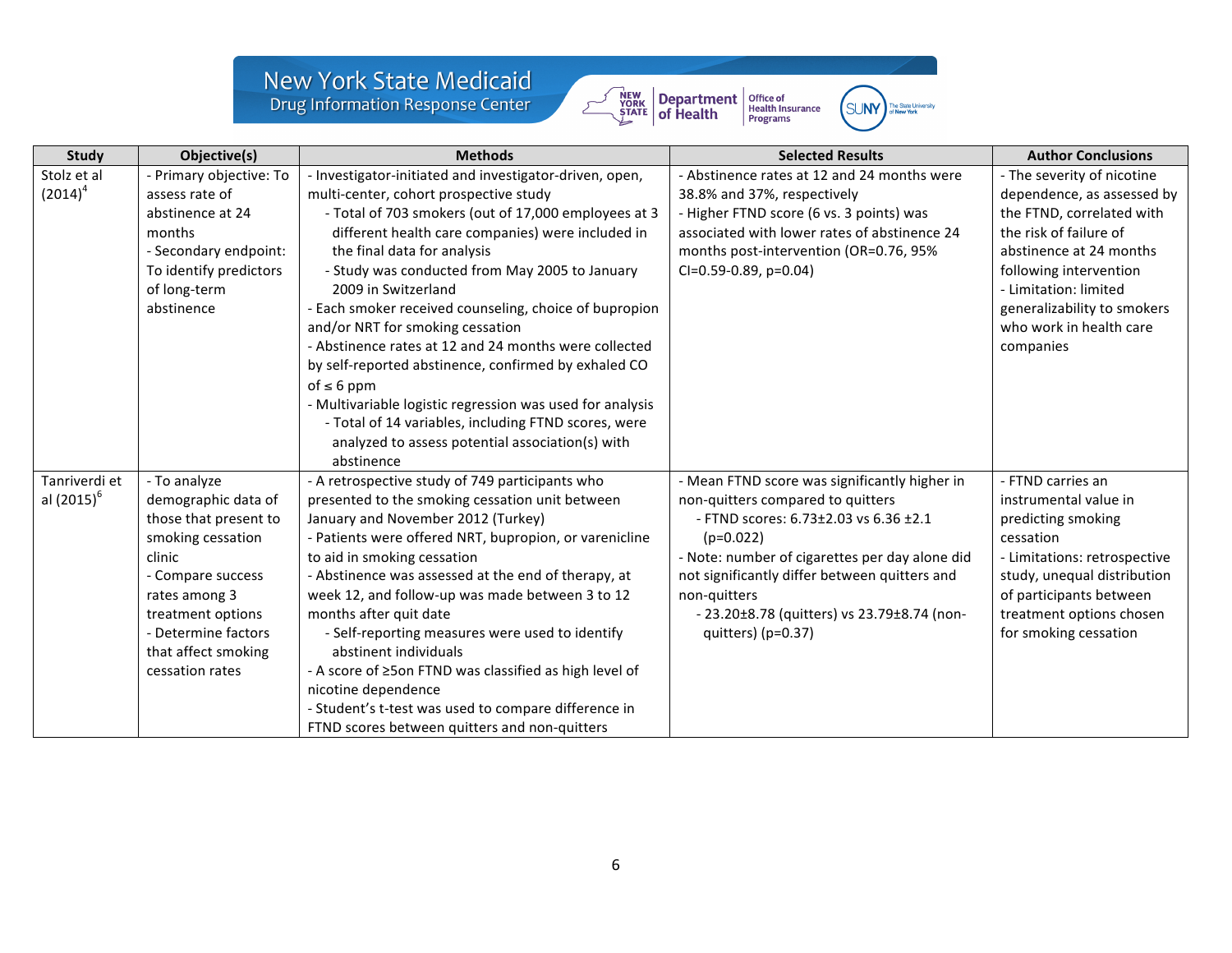| Study | Objective(s) | Methods | Selected Results | Author Conclusions |
|---|---|---|---|---|
| Stolz et al (2014)[4] | - Primary objective: To assess rate of abstinence at 24 months<br>- Secondary endpoint: To identify predictors of long-term abstinence | - Investigator-initiated and investigator-driven, open, multi-center, cohort prospective study<br>- Total of 703 smokers (out of 17,000 employees at 3 different health care companies) were included in the final data for analysis<br>- Study was conducted from May 2005 to January 2009 in Switzerland<br>- Each smoker received counseling, choice of bupropion and/or NRT for smoking cessation<br>- Abstinence rates at 12 and 24 months were collected by self-reported abstinence, confirmed by exhaled CO of ≤ 6 ppm<br>- Multivariable logistic regression was used for analysis<br>- Total of 14 variables, including FTND scores, were analyzed to assess potential association(s) with abstinence | - Abstinence rates at 12 and 24 months were 38.8% and 37%, respectively<br>- Higher FTND score (6 vs. 3 points) was associated with lower rates of abstinence 24 months post-intervention (OR=0.76, 95% CI=0.59-0.89, p=0.04) | - The severity of nicotine dependence, as assessed by the FTND, correlated with the risk of failure of abstinence at 24 months following intervention<br>- Limitation: limited generalizability to smokers who work in health care companies |
| Tanriverdi et al (2015)[6] | - To analyze demographic data of those that present to smoking cessation clinic<br>- Compare success rates among 3 treatment options<br>- Determine factors that affect smoking cessation rates | - A retrospective study of 749 participants who presented to the smoking cessation unit between January and November 2012 (Turkey)<br>- Patients were offered NRT, bupropion, or varenicline to aid in smoking cessation<br>- Abstinence was assessed at the end of therapy, at week 12, and follow-up was made between 3 to 12 months after quit date<br>- Self-reporting measures were used to identify abstinent individuals<br>- A score of ≥5on FTND was classified as high level of nicotine dependence<br>- Student's t-test was used to compare difference in FTND scores between quitters and non-quitters | - Mean FTND score was significantly higher in non-quitters compared to quitters<br>- FTND scores: 6.73±2.03 vs 6.36 ±2.1 (p=0.022)<br>- Note: number of cigarettes per day alone did not significantly differ between quitters and non-quitters<br>- 23.20±8.78 (quitters) vs 23.79±8.74 (non-quitters) (p=0.37) | - FTND carries an instrumental value in predicting smoking cessation<br>- Limitations: retrospective study, unequal distribution of participants between treatment options chosen for smoking cessation |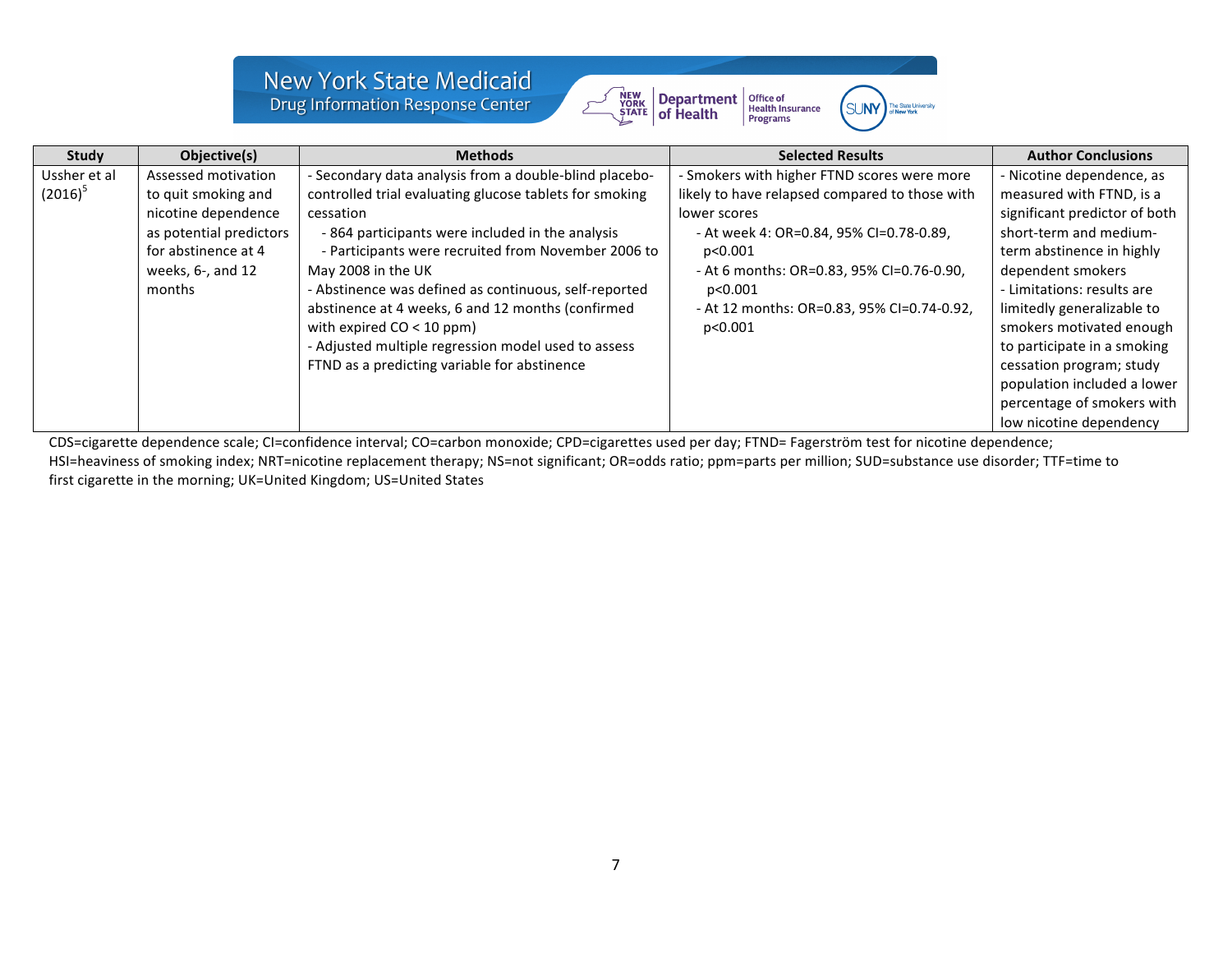| Study | Objective(s) | Methods | Selected Results | Author Conclusions |
|---|---|---|---|---|
| Ussher et al (2016)[5] | Assessed motivation to quit smoking and nicotine dependence as potential predictors for abstinence at 4 weeks, 6-, and 12 months | - Secondary data analysis from a double-blind placebo-controlled trial evaluating glucose tablets for smoking cessation<br>- 864 participants were included in the analysis<br>- Participants were recruited from November 2006 to May 2008 in the UK<br>- Abstinence was defined as continuous, self-reported abstinence at 4 weeks, 6 and 12 months (confirmed with expired CO < 10 ppm)<br>- Adjusted multiple regression model used to assess FTND as a predicting variable for abstinence | - Smokers with higher FTND scores were more likely to have relapsed compared to those with lower scores<br>- At week 4: OR=0.84, 95% CI=0.78-0.89, $p<0.001$<br>- At 6 months: OR=0.83, 95% CI=0.76-0.90, $p<0.001$<br>- At 12 months: OR=0.83, 95% CI=0.74-0.92, $p<0.001$ | - Nicotine dependence, as measured with FTND, is a significant predictor of both short-term and medium-term abstinence in highly dependent smokers<br>- Limitations: results are limitedly generalizable to smokers motivated enough to participate in a smoking cessation program; study population included a lower percentage of smokers with low nicotine dependency |

CDS=cigarette dependence scale; CI=confidence interval; CO=carbon monoxide; CPD=cigarettes used per day; FTND= Fagerström test for nicotine dependence; HSI=heaviness of smoking index; NRT=nicotine replacement therapy; NS=not significant; OR=odds ratio; ppm=parts per million; SUD=substance use disorder; TTF=time to first cigarette in the morning; UK=United Kingdom; US=United States